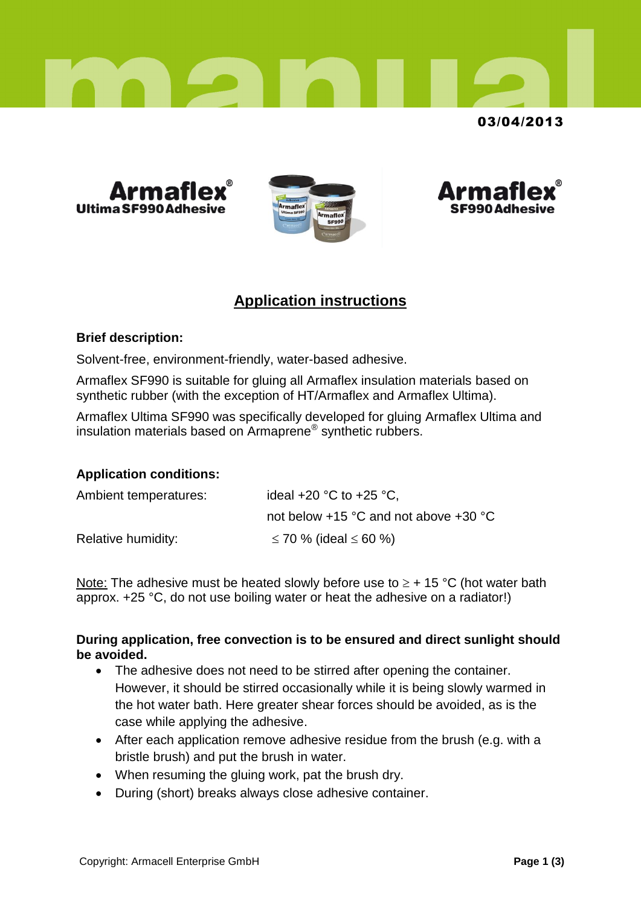# manual

03/04/2013

**Armaflex® Ultima SF990 Adhesive**

**Armaflex® SF990 Adhesive**

## Application instructions

**Brief description:**

Solvent-free, environment-friendly, water-based adhesive.

Armaflex SF990 is suitable for gluing all Armaflex insulation materials based on synthetic rubber (with the exception of HT/Armaflex and Armaflex Ultima).

Armaflex Ultima SF990 was specifically developed for gluing Armaflex Ultima and insulation materials based on Armaprene® synthetic rubbers.

**Application conditions:**

| | |
|---|---|
| Ambient temperatures: | ideal +20 °C to +25 °C, |
| | not below +15 °C and not above +30 °C |
| Relative humidity: | ≤ 70 % (ideal ≤ 60 %) |

Note: The adhesive must be heated slowly before use to ≥ + 15 °C (hot water bath approx. +25 °C, do not use boiling water or heat the adhesive on a radiator!)

**During application, free convection is to be ensured and direct sunlight should be avoided.**

- The adhesive does not need to be stirred after opening the container. However, it should be stirred occasionally while it is being slowly warmed in the hot water bath. Here greater shear forces should be avoided, as is the case while applying the adhesive.
- After each application remove adhesive residue from the brush (e.g. with a bristle brush) and put the brush in water.
- When resuming the gluing work, pat the brush dry.
- During (short) breaks always close adhesive container.

Copyright: Armacell Enterprise GmbH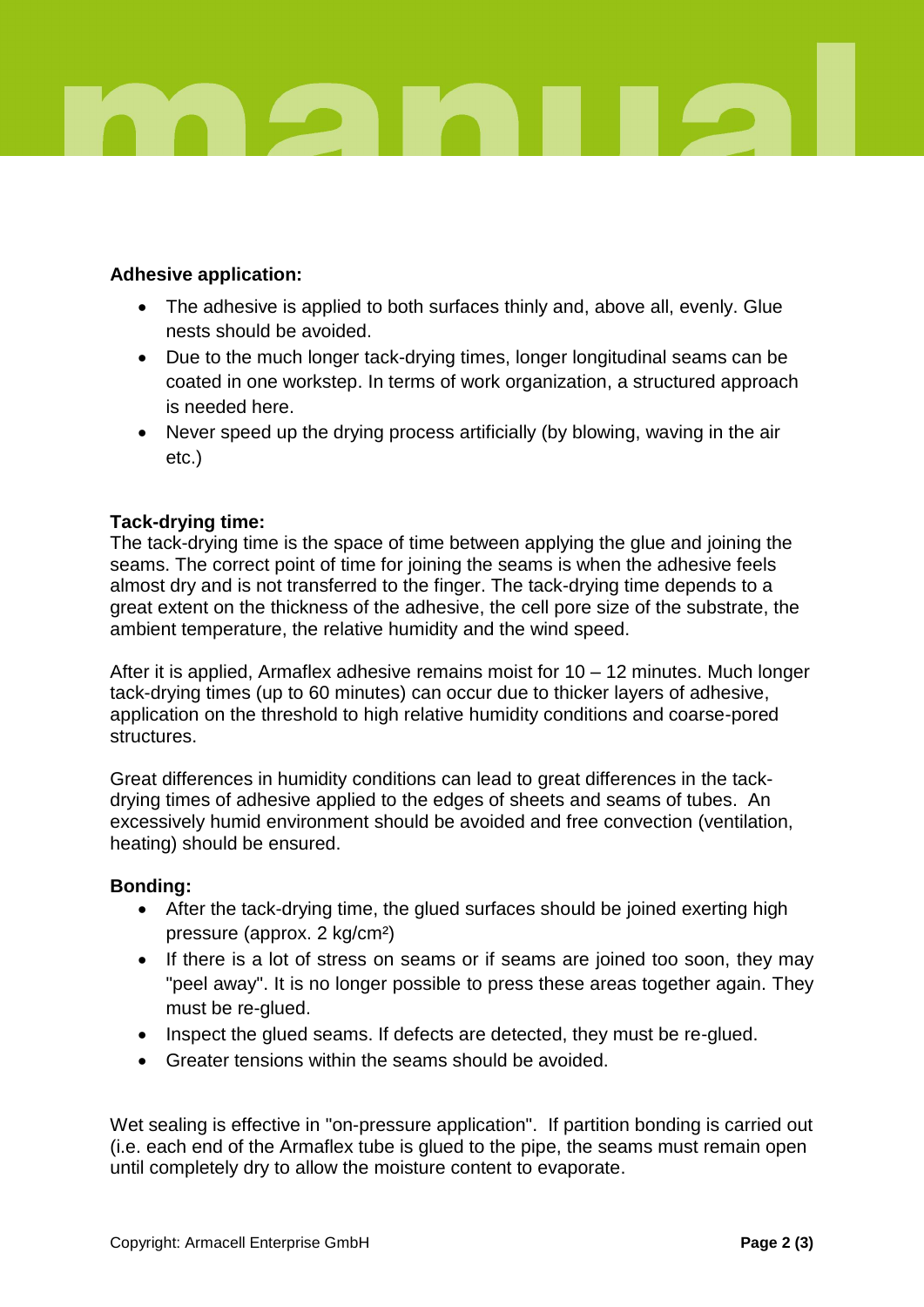**Adhesive application:**

- The adhesive is applied to both surfaces thinly and, above all, evenly. Glue nests should be avoided.
- Due to the much longer tack-drying times, longer longitudinal seams can be coated in one workstep. In terms of work organization, a structured approach is needed here.
- Never speed up the drying process artificially (by blowing, waving in the air etc.)

**Tack-drying time:**

The tack-drying time is the space of time between applying the glue and joining the seams. The correct point of time for joining the seams is when the adhesive feels almost dry and is not transferred to the finger. The tack-drying time depends to a great extent on the thickness of the adhesive, the cell pore size of the substrate, the ambient temperature, the relative humidity and the wind speed.

After it is applied, Armaflex adhesive remains moist for 10 – 12 minutes. Much longer tack-drying times (up to 60 minutes) can occur due to thicker layers of adhesive, application on the threshold to high relative humidity conditions and coarse-pored structures.

Great differences in humidity conditions can lead to great differences in the tack-drying times of adhesive applied to the edges of sheets and seams of tubes. An excessively humid environment should be avoided and free convection (ventilation, heating) should be ensured.

**Bonding:**

- After the tack-drying time, the glued surfaces should be joined exerting high pressure (approx. 2 kg/cm²)
- If there is a lot of stress on seams or if seams are joined too soon, they may "peel away". It is no longer possible to press these areas together again. They must be re-glued.
- Inspect the glued seams. If defects are detected, they must be re-glued.
- Greater tensions within the seams should be avoided.

Wet sealing is effective in "on-pressure application". If partition bonding is carried out (i.e. each end of the Armaflex tube is glued to the pipe, the seams must remain open until completely dry to allow the moisture content to evaporate.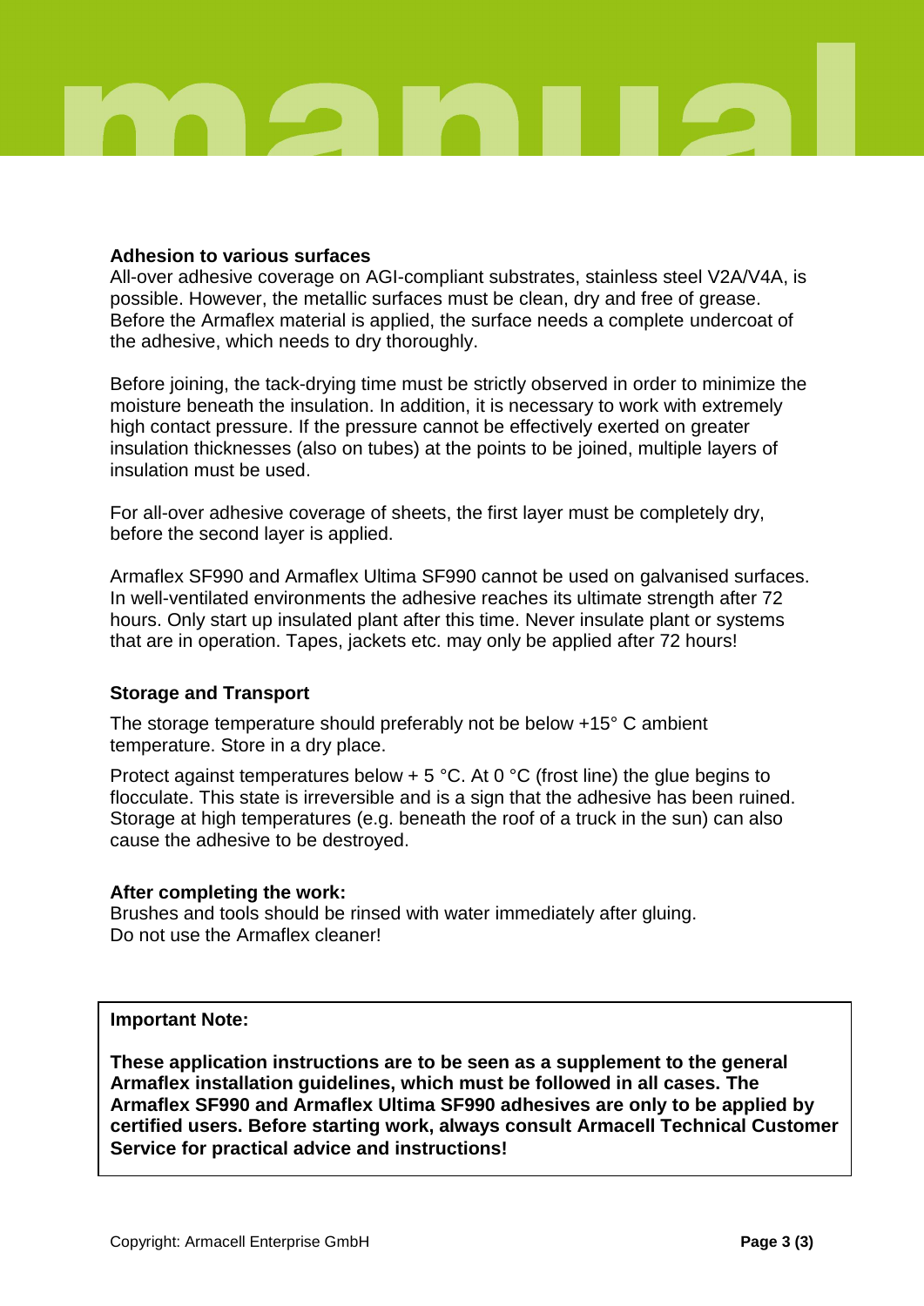**Adhesion to various surfaces**
All-over adhesive coverage on AGI-compliant substrates, stainless steel V2A/V4A, is possible. However, the metallic surfaces must be clean, dry and free of grease. Before the Armaflex material is applied, the surface needs a complete undercoat of the adhesive, which needs to dry thoroughly.

Before joining, the tack-drying time must be strictly observed in order to minimize the moisture beneath the insulation. In addition, it is necessary to work with extremely high contact pressure. If the pressure cannot be effectively exerted on greater insulation thicknesses (also on tubes) at the points to be joined, multiple layers of insulation must be used.

For all-over adhesive coverage of sheets, the first layer must be completely dry, before the second layer is applied.

Armaflex SF990 and Armaflex Ultima SF990 cannot be used on galvanised surfaces. In well-ventilated environments the adhesive reaches its ultimate strength after 72 hours. Only start up insulated plant after this time. Never insulate plant or systems that are in operation. Tapes, jackets etc. may only be applied after 72 hours!

**Storage and Transport**

The storage temperature should preferably not be below +15° C ambient temperature. Store in a dry place.

Protect against temperatures below + 5 °C. At 0 °C (frost line) the glue begins to flocculate. This state is irreversible and is a sign that the adhesive has been ruined. Storage at high temperatures (e.g. beneath the roof of a truck in the sun) can also cause the adhesive to be destroyed.

**After completing the work:**
Brushes and tools should be rinsed with water immediately after gluing.
Do not use the Armaflex cleaner!

**Important Note:**

**These application instructions are to be seen as a supplement to the general Armaflex installation guidelines, which must be followed in all cases. The Armaflex SF990 and Armaflex Ultima SF990 adhesives are only to be applied by certified users. Before starting work, always consult Armacell Technical Customer Service for practical advice and instructions!**

Copyright: Armacell Enterprise GmbH